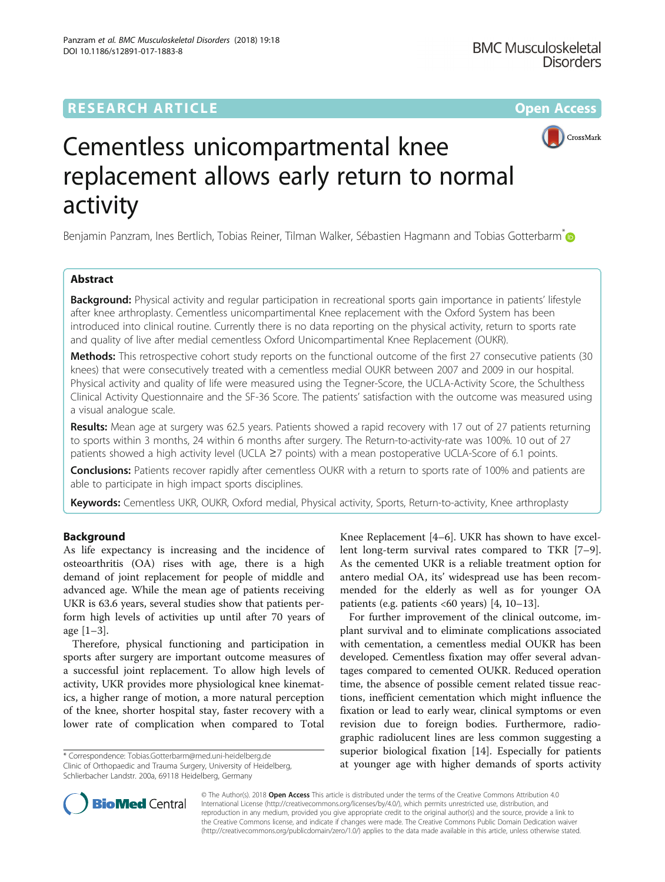RESEARCH ARTICLE

Open Access

# Cementless unicompartmental knee replacement allows early return to normal activity

Benjamin Panzram, Ines Bertlich, Tobias Reiner, Tilman Walker, Sébastien Hagmann and Tobias Gotterbarm*

## Abstract

**Background:** Physical activity and regular participation in recreational sports gain importance in patients' lifestyle after knee arthroplasty. Cementless unicompartimental Knee replacement with the Oxford System has been introduced into clinical routine. Currently there is no data reporting on the physical activity, return to sports rate and quality of live after medial cementless Oxford Unicompartimental Knee Replacement (OUKR).

**Methods:** This retrospective cohort study reports on the functional outcome of the first 27 consecutive patients (30 knees) that were consecutively treated with a cementless medial OUKR between 2007 and 2009 in our hospital. Physical activity and quality of life were measured using the Tegner-Score, the UCLA-Activity Score, the Schulthess Clinical Activity Questionnaire and the SF-36 Score. The patients' satisfaction with the outcome was measured using a visual analogue scale.

**Results:** Mean age at surgery was 62.5 years. Patients showed a rapid recovery with 17 out of 27 patients returning to sports within 3 months, 24 within 6 months after surgery. The Return-to-activity-rate was 100%. 10 out of 27 patients showed a high activity level (UCLA ≥7 points) with a mean postoperative UCLA-Score of 6.1 points.

**Conclusions:** Patients recover rapidly after cementless OUKR with a return to sports rate of 100% and patients are able to participate in high impact sports disciplines.

**Keywords:** Cementless UKR, OUKR, Oxford medial, Physical activity, Sports, Return-to-activity, Knee arthroplasty

## Background

As life expectancy is increasing and the incidence of osteoarthritis (OA) rises with age, there is a high demand of joint replacement for people of middle and advanced age. While the mean age of patients receiving UKR is 63.6 years, several studies show that patients perform high levels of activities up until after 70 years of age [1–3].

Therefore, physical functioning and participation in sports after surgery are important outcome measures of a successful joint replacement. To allow high levels of activity, UKR provides more physiological knee kinematics, a higher range of motion, a more natural perception of the knee, shorter hospital stay, faster recovery with a lower rate of complication when compared to Total Knee Replacement [4–6]. UKR has shown to have excellent long-term survival rates compared to TKR [7–9]. As the cemented UKR is a reliable treatment option for antero medial OA, its' widespread use has been recommended for the elderly as well as for younger OA patients (e.g. patients <60 years) [4, 10–13].

For further improvement of the clinical outcome, implant survival and to eliminate complications associated with cementation, a cementless medial OUKR has been developed. Cementless fixation may offer several advantages compared to cemented OUKR. Reduced operation time, the absence of possible cement related tissue reactions, inefficient cementation which might influence the fixation or lead to early wear, clinical symptoms or even revision due to foreign bodies. Furthermore, radiographic radiolucent lines are less common suggesting a superior biological fixation [14]. Especially for patients at younger age with higher demands of sports activity

\* Correspondence: Tobias.Gotterbarm@med.uni-heidelberg.de
Clinic of Orthopaedic and Trauma Surgery, University of Heidelberg, Schlierbacher Landstr. 200a, 69118 Heidelberg, Germany

© The Author(s). 2018 **Open Access** This article is distributed under the terms of the Creative Commons Attribution 4.0 International License (http://creativecommons.org/licenses/by/4.0/), which permits unrestricted use, distribution, and reproduction in any medium, provided you give appropriate credit to the original author(s) and the source, provide a link to the Creative Commons license, and indicate if changes were made. The Creative Commons Public Domain Dedication waiver (http://creativecommons.org/publicdomain/zero/1.0/) applies to the data made available in this article, unless otherwise stated.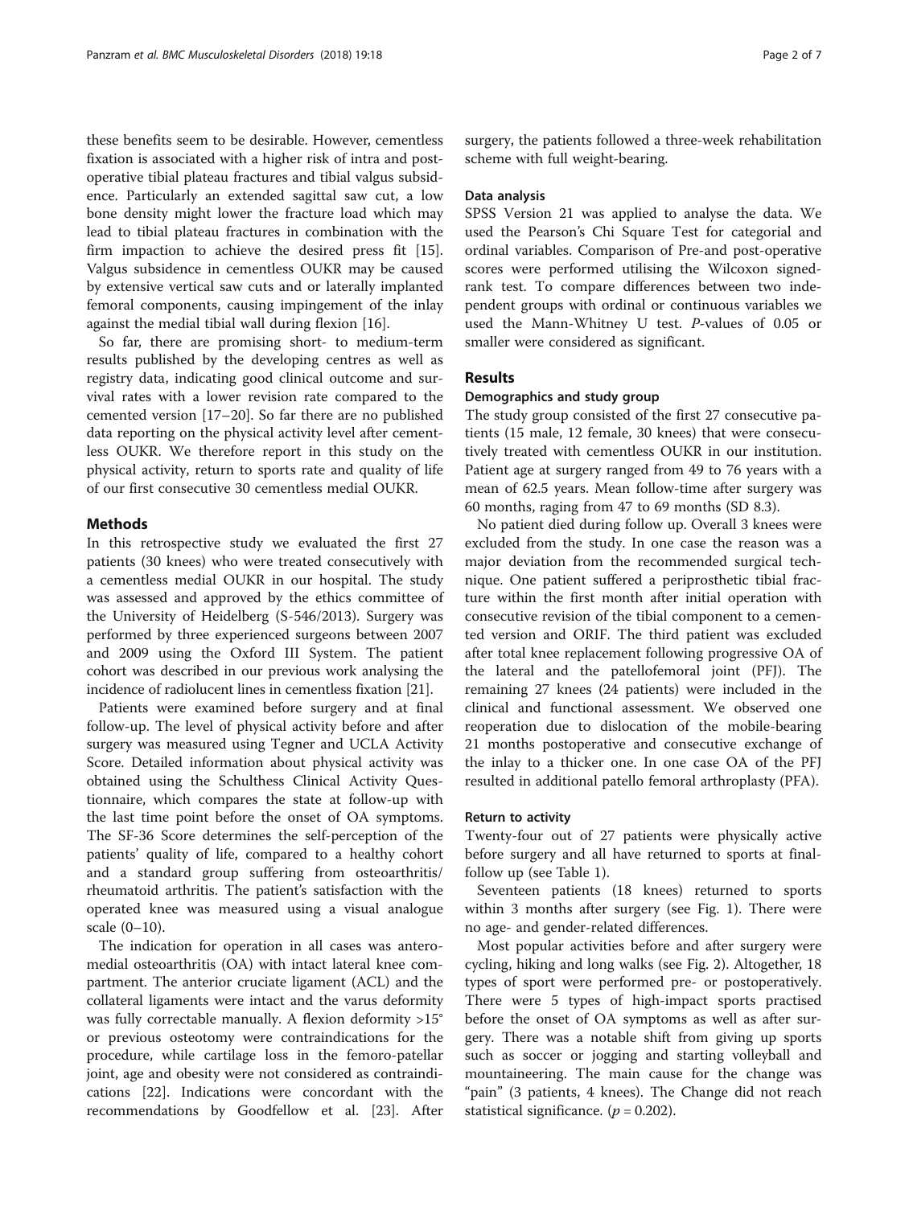these benefits seem to be desirable. However, cementless fixation is associated with a higher risk of intra and postoperative tibial plateau fractures and tibial valgus subsidence. Particularly an extended sagittal saw cut, a low bone density might lower the fracture load which may lead to tibial plateau fractures in combination with the firm impaction to achieve the desired press fit [15]. Valgus subsidence in cementless OUKR may be caused by extensive vertical saw cuts and or laterally implanted femoral components, causing impingement of the inlay against the medial tibial wall during flexion [16].

So far, there are promising short- to medium-term results published by the developing centres as well as registry data, indicating good clinical outcome and survival rates with a lower revision rate compared to the cemented version [17–20]. So far there are no published data reporting on the physical activity level after cementless OUKR. We therefore report in this study on the physical activity, return to sports rate and quality of life of our first consecutive 30 cementless medial OUKR.

## Methods

In this retrospective study we evaluated the first 27 patients (30 knees) who were treated consecutively with a cementless medial OUKR in our hospital. The study was assessed and approved by the ethics committee of the University of Heidelberg (S-546/2013). Surgery was performed by three experienced surgeons between 2007 and 2009 using the Oxford III System. The patient cohort was described in our previous work analysing the incidence of radiolucent lines in cementless fixation [21].

Patients were examined before surgery and at final follow-up. The level of physical activity before and after surgery was measured using Tegner and UCLA Activity Score. Detailed information about physical activity was obtained using the Schulthess Clinical Activity Questionnaire, which compares the state at follow-up with the last time point before the onset of OA symptoms. The SF-36 Score determines the self-perception of the patients' quality of life, compared to a healthy cohort and a standard group suffering from osteoarthritis/ rheumatoid arthritis. The patient's satisfaction with the operated knee was measured using a visual analogue scale (0–10).

The indication for operation in all cases was anteromedial osteoarthritis (OA) with intact lateral knee compartment. The anterior cruciate ligament (ACL) and the collateral ligaments were intact and the varus deformity was fully correctable manually. A flexion deformity >15° or previous osteotomy were contraindications for the procedure, while cartilage loss in the femoro-patellar joint, age and obesity were not considered as contraindications [22]. Indications were concordant with the recommendations by Goodfellow et al. [23]. After surgery, the patients followed a three-week rehabilitation scheme with full weight-bearing.

### Data analysis

SPSS Version 21 was applied to analyse the data. We used the Pearson's Chi Square Test for categorial and ordinal variables. Comparison of Pre-and post-operative scores were performed utilising the Wilcoxon signed-rank test. To compare differences between two independent groups with ordinal or continuous variables we used the Mann-Whitney U test. *P*-values of 0.05 or smaller were considered as significant.

## Results

### Demographics and study group

The study group consisted of the first 27 consecutive patients (15 male, 12 female, 30 knees) that were consecutively treated with cementless OUKR in our institution. Patient age at surgery ranged from 49 to 76 years with a mean of 62.5 years. Mean follow-time after surgery was 60 months, raging from 47 to 69 months (SD 8.3).

No patient died during follow up. Overall 3 knees were excluded from the study. In one case the reason was a major deviation from the recommended surgical technique. One patient suffered a periprosthetic tibial fracture within the first month after initial operation with consecutive revision of the tibial component to a cemented version and ORIF. The third patient was excluded after total knee replacement following progressive OA of the lateral and the patellofemoral joint (PFJ). The remaining 27 knees (24 patients) were included in the clinical and functional assessment. We observed one reoperation due to dislocation of the mobile-bearing 21 months postoperative and consecutive exchange of the inlay to a thicker one. In one case OA of the PFJ resulted in additional patello femoral arthroplasty (PFA).

### Return to activity

Twenty-four out of 27 patients were physically active before surgery and all have returned to sports at final-follow up (see Table 1).

Seventeen patients (18 knees) returned to sports within 3 months after surgery (see Fig. 1). There were no age- and gender-related differences.

Most popular activities before and after surgery were cycling, hiking and long walks (see Fig. 2). Altogether, 18 types of sport were performed pre- or postoperatively. There were 5 types of high-impact sports practised before the onset of OA symptoms as well as after surgery. There was a notable shift from giving up sports such as soccer or jogging and starting volleyball and mountaineering. The main cause for the change was "pain" (3 patients, 4 knees). The Change did not reach statistical significance. ($p = 0.202$).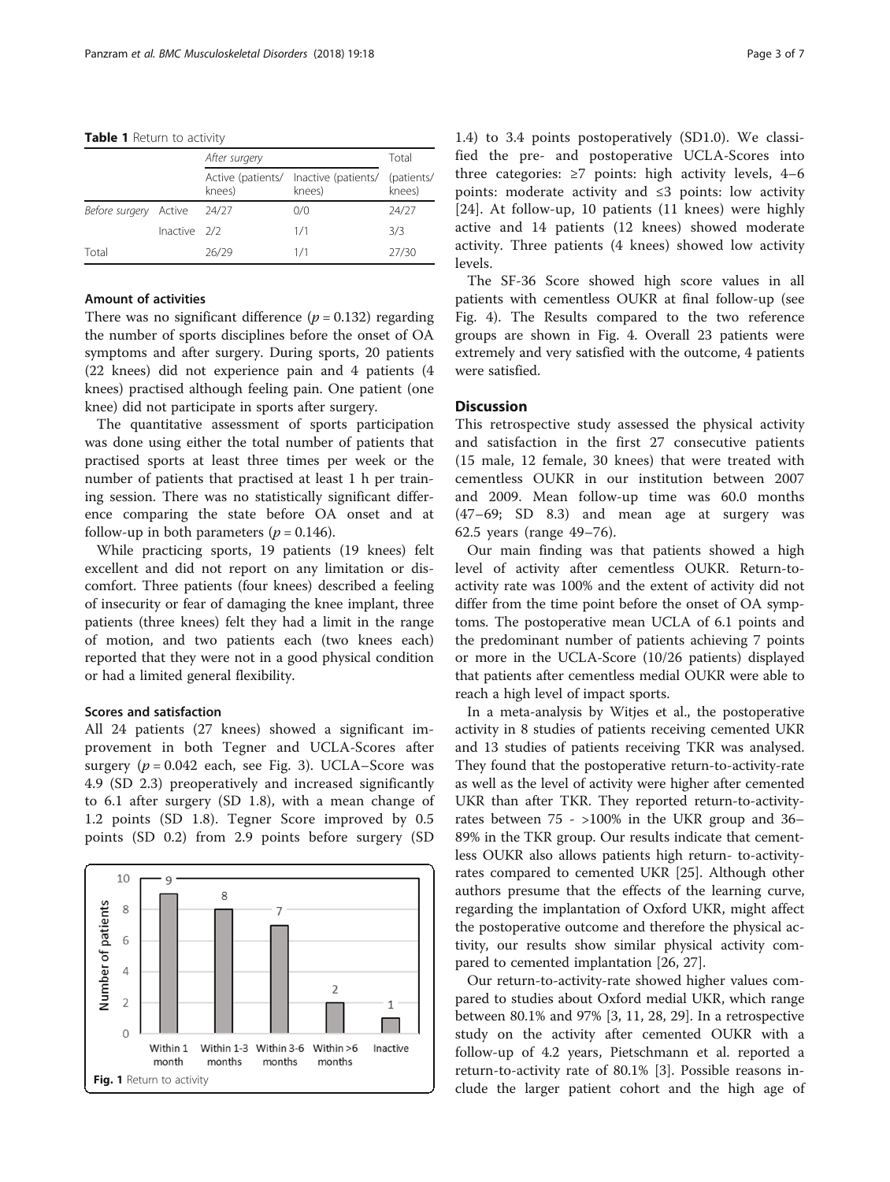**Table 1** Return to activity

| | | After surgery | | Total |
|---|---|---|---|---|
| | | Active (patients/ knees) | Inactive (patients/ knees) | (patients/ knees) |
| Before surgery | Active | 24/27 | 0/0 | 24/27 |
| | Inactive | 2/2 | 1/1 | 3/3 |
| Total | | 26/29 | 1/1 | 27/30 |

### Amount of activities

There was no significant difference ($p = 0.132$) regarding the number of sports disciplines before the onset of OA symptoms and after surgery. During sports, 20 patients (22 knees) did not experience pain and 4 patients (4 knees) practised although feeling pain. One patient (one knee) did not participate in sports after surgery.

The quantitative assessment of sports participation was done using either the total number of patients that practised sports at least three times per week or the number of patients that practised at least 1 h per training session. There was no statistically significant difference comparing the state before OA onset and at follow-up in both parameters ($p = 0.146$).

While practicing sports, 19 patients (19 knees) felt excellent and did not report on any limitation or discomfort. Three patients (four knees) described a feeling of insecurity or fear of damaging the knee implant, three patients (three knees) felt they had a limit in the range of motion, and two patients each (two knees each) reported that they were not in a good physical condition or had a limited general flexibility.

### Scores and satisfaction

All 24 patients (27 knees) showed a significant improvement in both Tegner and UCLA-Scores after surgery ($p = 0.042$ each, see Fig. 3). UCLA–Score was 4.9 (SD 2.3) preoperatively and increased significantly to 6.1 after surgery (SD 1.8), with a mean change of 1.2 points (SD 1.8). Tegner Score improved by 0.5 points (SD 0.2) from 2.9 points before surgery (SD 1.4) to 3.4 points postoperatively (SD1.0). We classified the pre- and postoperative UCLA-Scores into three categories: ≥7 points: high activity levels, 4–6 points: moderate activity and ≤3 points: low activity [24]. At follow-up, 10 patients (11 knees) were highly active and 14 patients (12 knees) showed moderate activity. Three patients (4 knees) showed low activity levels.

| | Within 1 month | Within 1-3 months | Within 3-6 months | Within >6 months | Inactive |
|---|---|---|---|---|---|
| Number of patients | 9 | 8 | 7 | 2 | 1 |

**Fig. 1** Return to activity

The SF-36 Score showed high score values in all patients with cementless OUKR at final follow-up (see Fig. 4). The Results compared to the two reference groups are shown in Fig. 4. Overall 23 patients were extremely and very satisfied with the outcome, 4 patients were satisfied.

## Discussion

This retrospective study assessed the physical activity and satisfaction in the first 27 consecutive patients (15 male, 12 female, 30 knees) that were treated with cementless OUKR in our institution between 2007 and 2009. Mean follow-up time was 60.0 months (47–69; SD 8.3) and mean age at surgery was 62.5 years (range 49–76).

Our main finding was that patients showed a high level of activity after cementless OUKR. Return-to-activity rate was 100% and the extent of activity did not differ from the time point before the onset of OA symptoms. The postoperative mean UCLA of 6.1 points and the predominant number of patients achieving 7 points or more in the UCLA-Score (10/26 patients) displayed that patients after cementless medial OUKR were able to reach a high level of impact sports.

In a meta-analysis by Witjes et al., the postoperative activity in 8 studies of patients receiving cemented UKR and 13 studies of patients receiving TKR was analysed. They found that the postoperative return-to-activity-rate as well as the level of activity were higher after cemented UKR than after TKR. They reported return-to-activity-rates between 75 - >100% in the UKR group and 36–89% in the TKR group. Our results indicate that cementless OUKR also allows patients high return- to-activity-rates compared to cemented UKR [25]. Although other authors presume that the effects of the learning curve, regarding the implantation of Oxford UKR, might affect the postoperative outcome and therefore the physical activity, our results show similar physical activity compared to cemented implantation [26, 27].

Our return-to-activity-rate showed higher values compared to studies about Oxford medial UKR, which range between 80.1% and 97% [3, 11, 28, 29]. In a retrospective study on the activity after cemented OUKR with a follow-up of 4.2 years, Pietschmann et al. reported a return-to-activity rate of 80.1% [3]. Possible reasons include the larger patient cohort and the high age of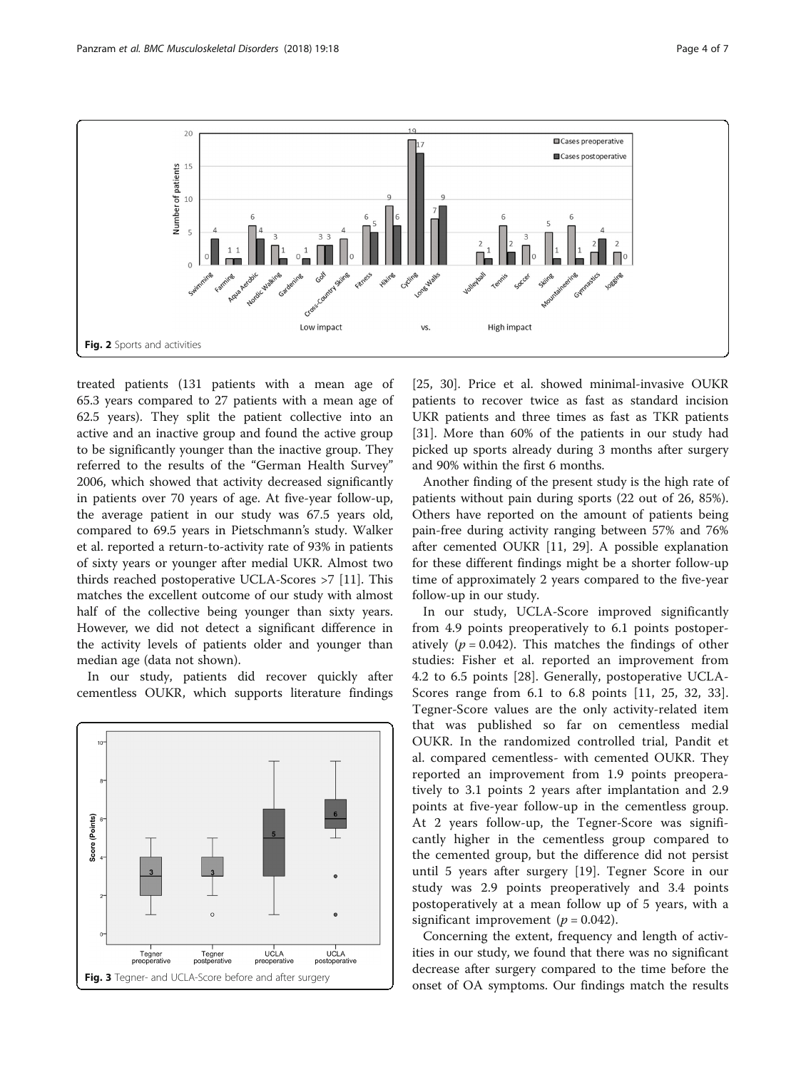Fig. 2 Sports and activities

treated patients (131 patients with a mean age of 65.3 years compared to 27 patients with a mean age of 62.5 years). They split the patient collective into an active and an inactive group and found the active group to be significantly younger than the inactive group. They referred to the results of the "German Health Survey" 2006, which showed that activity decreased significantly in patients over 70 years of age. At five-year follow-up, the average patient in our study was 67.5 years old, compared to 69.5 years in Pietschmann's study. Walker et al. reported a return-to-activity rate of 93% in patients of sixty years or younger after medial UKR. Almost two thirds reached postoperative UCLA-Scores >7 [11]. This matches the excellent outcome of our study with almost half of the collective being younger than sixty years. However, we did not detect a significant difference in the activity levels of patients older and younger than median age (data not shown).

In our study, patients did recover quickly after cementless OUKR, which supports literature findings [25, 30]. Price et al. showed minimal-invasive OUKR patients to recover twice as fast as standard incision UKR patients and three times as fast as TKR patients [31]. More than 60% of the patients in our study had picked up sports already during 3 months after surgery and 90% within the first 6 months.

Fig. 3 Tegner- and UCLA-Score before and after surgery

Another finding of the present study is the high rate of patients without pain during sports (22 out of 26, 85%). Others have reported on the amount of patients being pain-free during activity ranging between 57% and 76% after cemented OUKR [11, 29]. A possible explanation for these different findings might be a shorter follow-up time of approximately 2 years compared to the five-year follow-up in our study.

In our study, UCLA-Score improved significantly from 4.9 points preoperatively to 6.1 points postoperatively ($p = 0.042$). This matches the findings of other studies: Fisher et al. reported an improvement from 4.2 to 6.5 points [28]. Generally, postoperative UCLA-Scores range from 6.1 to 6.8 points [11, 25, 32, 33]. Tegner-Score values are the only activity-related item that was published so far on cementless medial OUKR. In the randomized controlled trial, Pandit et al. compared cementless- with cemented OUKR. They reported an improvement from 1.9 points preoperatively to 3.1 points 2 years after implantation and 2.9 points at five-year follow-up in the cementless group. At 2 years follow-up, the Tegner-Score was significantly higher in the cementless group compared to the cemented group, but the difference did not persist until 5 years after surgery [19]. Tegner Score in our study was 2.9 points preoperatively and 3.4 points postoperatively at a mean follow up of 5 years, with a significant improvement ($p = 0.042$).

Concerning the extent, frequency and length of activities in our study, we found that there was no significant decrease after surgery compared to the time before the onset of OA symptoms. Our findings match the results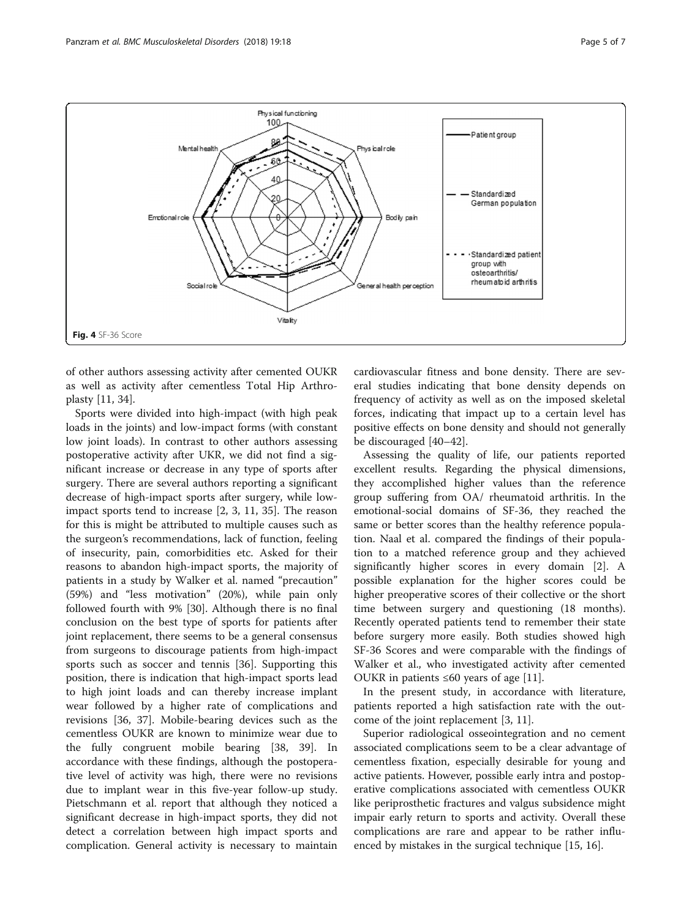Fig. 4 SF-36 Score

of other authors assessing activity after cemented OUKR as well as activity after cementless Total Hip Arthroplasty [11, 34].

Sports were divided into high-impact (with high peak loads in the joints) and low-impact forms (with constant low joint loads). In contrast to other authors assessing postoperative activity after UKR, we did not find a significant increase or decrease in any type of sports after surgery. There are several authors reporting a significant decrease of high-impact sports after surgery, while low-impact sports tend to increase [2, 3, 11, 35]. The reason for this is might be attributed to multiple causes such as the surgeon's recommendations, lack of function, feeling of insecurity, pain, comorbidities etc. Asked for their reasons to abandon high-impact sports, the majority of patients in a study by Walker et al. named "precaution" (59%) and "less motivation" (20%), while pain only followed fourth with 9% [30]. Although there is no final conclusion on the best type of sports for patients after joint replacement, there seems to be a general consensus from surgeons to discourage patients from high-impact sports such as soccer and tennis [36]. Supporting this position, there is indication that high-impact sports lead to high joint loads and can thereby increase implant wear followed by a higher rate of complications and revisions [36, 37]. Mobile-bearing devices such as the cementless OUKR are known to minimize wear due to the fully congruent mobile bearing [38, 39]. In accordance with these findings, although the postoperative level of activity was high, there were no revisions due to implant wear in this five-year follow-up study. Pietschmann et al. report that although they noticed a significant decrease in high-impact sports, they did not detect a correlation between high impact sports and complication. General activity is necessary to maintain cardiovascular fitness and bone density. There are several studies indicating that bone density depends on frequency of activity as well as on the imposed skeletal forces, indicating that impact up to a certain level has positive effects on bone density and should not generally be discouraged [40–42].

Assessing the quality of life, our patients reported excellent results. Regarding the physical dimensions, they accomplished higher values than the reference group suffering from OA/ rheumatoid arthritis. In the emotional-social domains of SF-36, they reached the same or better scores than the healthy reference population. Naal et al. compared the findings of their population to a matched reference group and they achieved significantly higher scores in every domain [2]. A possible explanation for the higher scores could be higher preoperative scores of their collective or the short time between surgery and questioning (18 months). Recently operated patients tend to remember their state before surgery more easily. Both studies showed high SF-36 Scores and were comparable with the findings of Walker et al., who investigated activity after cemented OUKR in patients ≤60 years of age [11].

In the present study, in accordance with literature, patients reported a high satisfaction rate with the outcome of the joint replacement [3, 11].

Superior radiological osseointegration and no cement associated complications seem to be a clear advantage of cementless fixation, especially desirable for young and active patients. However, possible early intra and postoperative complications associated with cementless OUKR like periprosthetic fractures and valgus subsidence might impair early return to sports and activity. Overall these complications are rare and appear to be rather influenced by mistakes in the surgical technique [15, 16].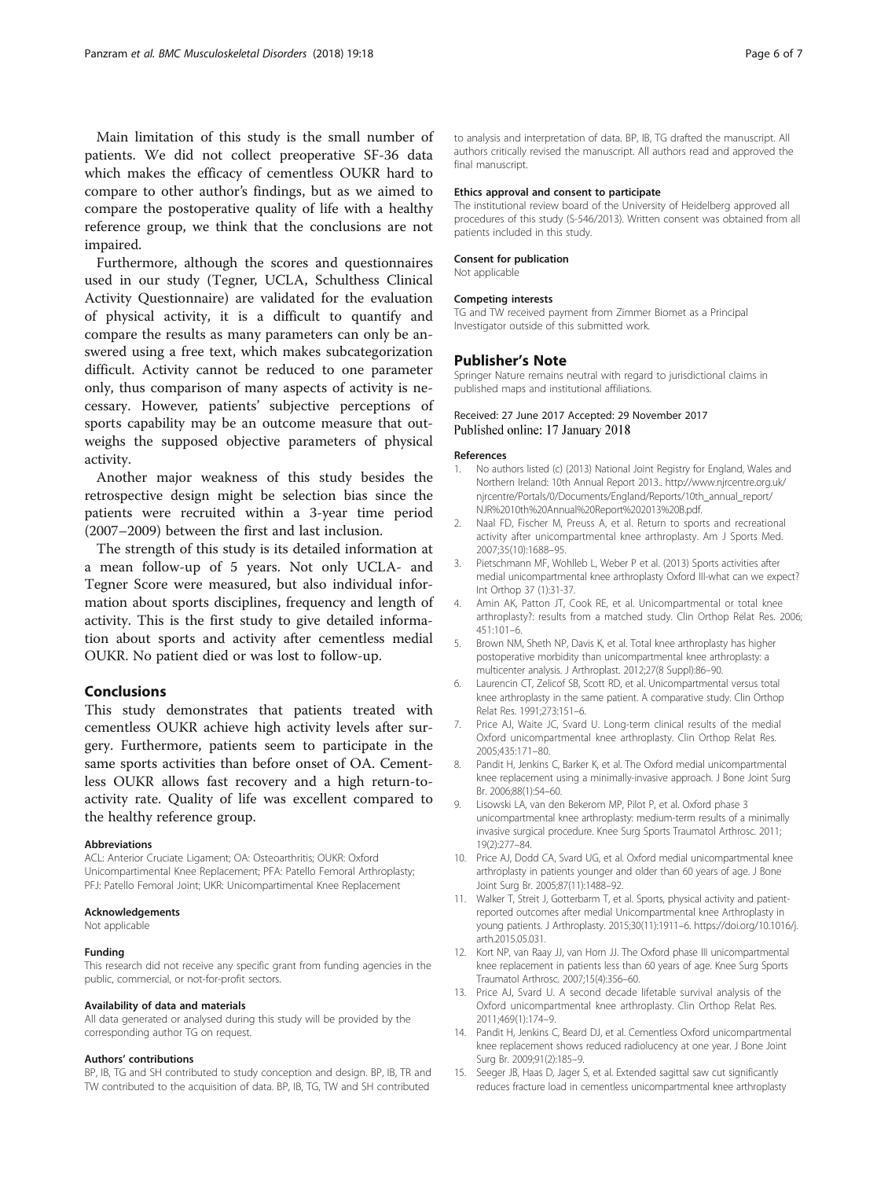Main limitation of this study is the small number of patients. We did not collect preoperative SF-36 data which makes the efficacy of cementless OUKR hard to compare to other author's findings, but as we aimed to compare the postoperative quality of life with a healthy reference group, we think that the conclusions are not impaired.

Furthermore, although the scores and questionnaires used in our study (Tegner, UCLA, Schulthess Clinical Activity Questionnaire) are validated for the evaluation of physical activity, it is a difficult to quantify and compare the results as many parameters can only be answered using a free text, which makes subcategorization difficult. Activity cannot be reduced to one parameter only, thus comparison of many aspects of activity is necessary. However, patients' subjective perceptions of sports capability may be an outcome measure that outweighs the supposed objective parameters of physical activity.

Another major weakness of this study besides the retrospective design might be selection bias since the patients were recruited within a 3-year time period (2007–2009) between the first and last inclusion.

The strength of this study is its detailed information at a mean follow-up of 5 years. Not only UCLA- and Tegner Score were measured, but also individual information about sports disciplines, frequency and length of activity. This is the first study to give detailed information about sports and activity after cementless medial OUKR. No patient died or was lost to follow-up.

## Conclusions

This study demonstrates that patients treated with cementless OUKR achieve high activity levels after surgery. Furthermore, patients seem to participate in the same sports activities than before onset of OA. Cementless OUKR allows fast recovery and a high return-to-activity rate. Quality of life was excellent compared to the healthy reference group.

#### Abbreviations

ACL: Anterior Cruciate Ligament; OA: Osteoarthritis; OUKR: Oxford Unicompartimental Knee Replacement; PFA: Patello Femoral Arthroplasty; PFJ: Patello Femoral Joint; UKR: Unicompartimental Knee Replacement

#### Acknowledgements

Not applicable

#### Funding

This research did not receive any specific grant from funding agencies in the public, commercial, or not-for-profit sectors.

#### Availability of data and materials

All data generated or analysed during this study will be provided by the corresponding author TG on request.

#### Authors' contributions

BP, IB, TG and SH contributed to study conception and design. BP, IB, TR and TW contributed to the acquisition of data. BP, IB, TG, TW and SH contributed to analysis and interpretation of data. BP, IB, TG drafted the manuscript. All authors critically revised the manuscript. All authors read and approved the final manuscript.

#### Ethics approval and consent to participate

The institutional review board of the University of Heidelberg approved all procedures of this study (S-546/2013). Written consent was obtained from all patients included in this study.

#### Consent for publication

Not applicable

#### Competing interests

TG and TW received payment from Zimmer Biomet as a Principal Investigator outside of this submitted work.

## Publisher's Note

Springer Nature remains neutral with regard to jurisdictional claims in published maps and institutional affiliations.

Received: 27 June 2017 Accepted: 29 November 2017
Published online: 17 January 2018

#### References

1. No authors listed (c) (2013) National Joint Registry for England, Wales and Northern Ireland: 10th Annual Report 2013.. http://www.njrcentre.org.uk/njrcentre/Portals/0/Documents/England/Reports/10th_annual_report/NJR%2010th%20Annual%20Report%202013%20B.pdf.
2. Naal FD, Fischer M, Preuss A, et al. Return to sports and recreational activity after unicompartmental knee arthroplasty. Am J Sports Med. 2007;35(10):1688–95.
3. Pietschmann MF, Wohlleb L, Weber P et al. (2013) Sports activities after medial unicompartmental knee arthroplasty Oxford III-what can we expect? Int Orthop 37 (1):31-37.
4. Amin AK, Patton JT, Cook RE, et al. Unicompartmental or total knee arthroplasty?: results from a matched study. Clin Orthop Relat Res. 2006;451:101–6.
5. Brown NM, Sheth NP, Davis K, et al. Total knee arthroplasty has higher postoperative morbidity than unicompartmental knee arthroplasty: a multicenter analysis. J Arthroplast. 2012;27(8 Suppl):86–90.
6. Laurencin CT, Zelicof SB, Scott RD, et al. Unicompartmental versus total knee arthroplasty in the same patient. A comparative study. Clin Orthop Relat Res. 1991;273:151–6.
7. Price AJ, Waite JC, Svard U. Long-term clinical results of the medial Oxford unicompartmental knee arthroplasty. Clin Orthop Relat Res. 2005;435:171–80.
8. Pandit H, Jenkins C, Barker K, et al. The Oxford medial unicompartmental knee replacement using a minimally-invasive approach. J Bone Joint Surg Br. 2006;88(1):54–60.
9. Lisowski LA, van den Bekerom MP, Pilot P, et al. Oxford phase 3 unicompartmental knee arthroplasty: medium-term results of a minimally invasive surgical procedure. Knee Surg Sports Traumatol Arthrosc. 2011;19(2):277–84.
10. Price AJ, Dodd CA, Svard UG, et al. Oxford medial unicompartmental knee arthroplasty in patients younger and older than 60 years of age. J Bone Joint Surg Br. 2005;87(11):1488–92.
11. Walker T, Streit J, Gotterbarm T, et al. Sports, physical activity and patient-reported outcomes after medial Unicompartmental knee Arthroplasty in young patients. J Arthroplasty. 2015;30(11):1911–6. https://doi.org/10.1016/j.arth.2015.05.031.
12. Kort NP, van Raay JJ, van Horn JJ. The Oxford phase III unicompartmental knee replacement in patients less than 60 years of age. Knee Surg Sports Traumatol Arthrosc. 2007;15(4):356–60.
13. Price AJ, Svard U. A second decade lifetable survival analysis of the Oxford unicompartmental knee arthroplasty. Clin Orthop Relat Res. 2011;469(1):174–9.
14. Pandit H, Jenkins C, Beard DJ, et al. Cementless Oxford unicompartmental knee replacement shows reduced radiolucency at one year. J Bone Joint Surg Br. 2009;91(2):185–9.
15. Seeger JB, Haas D, Jager S, et al. Extended sagittal saw cut significantly reduces fracture load in cementless unicompartmental knee arthroplasty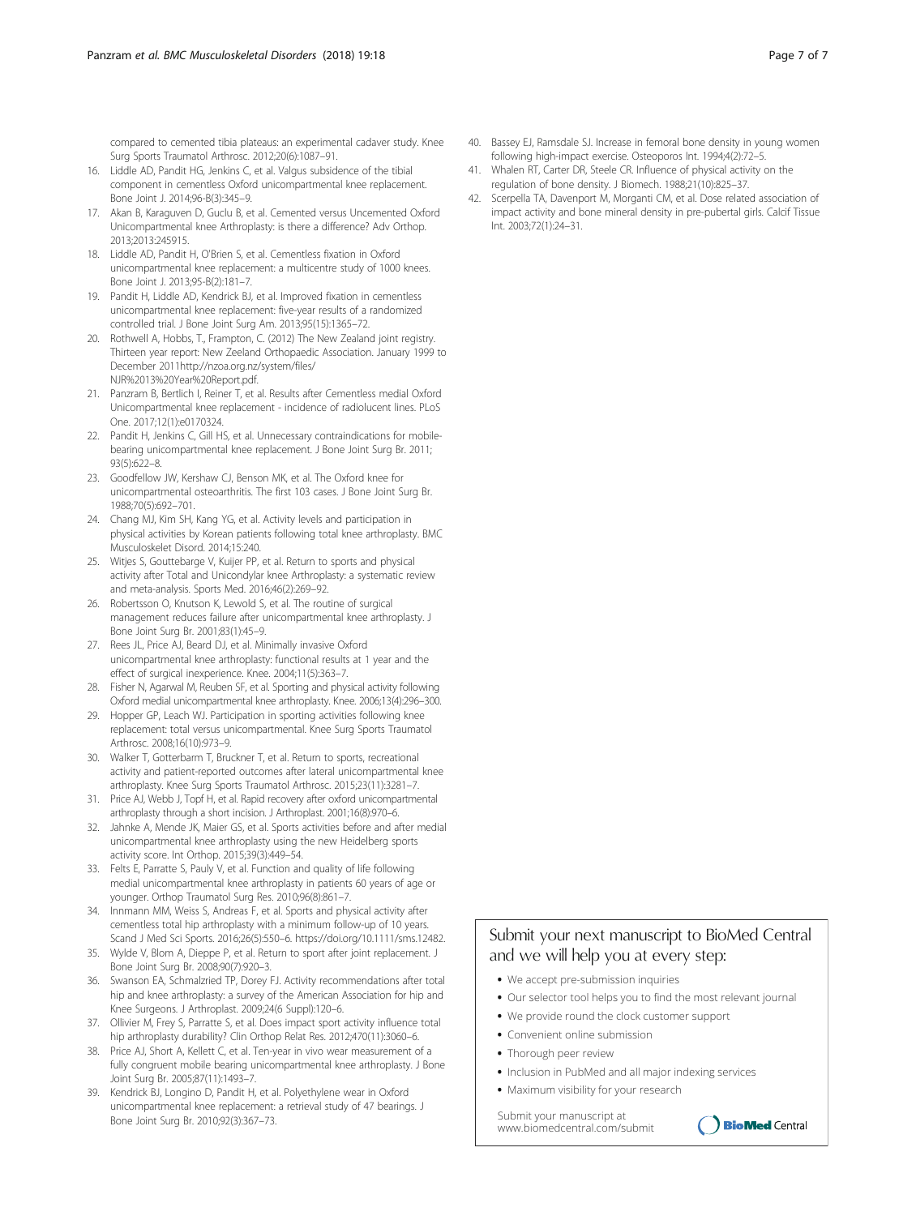compared to cemented tibia plateaus: an experimental cadaver study. Knee Surg Sports Traumatol Arthrosc. 2012;20(6):1087–91.

16. Liddle AD, Pandit HG, Jenkins C, et al. Valgus subsidence of the tibial component in cementless Oxford unicompartmental knee replacement. Bone Joint J. 2014;96-B(3):345–9.
17. Akan B, Karaguven D, Guclu B, et al. Cemented versus Uncemented Oxford Unicompartmental knee Arthroplasty: is there a difference? Adv Orthop. 2013;2013:245915.
18. Liddle AD, Pandit H, O'Brien S, et al. Cementless fixation in Oxford unicompartmental knee replacement: a multicentre study of 1000 knees. Bone Joint J. 2013;95-B(2):181–7.
19. Pandit H, Liddle AD, Kendrick BJ, et al. Improved fixation in cementless unicompartmental knee replacement: five-year results of a randomized controlled trial. J Bone Joint Surg Am. 2013;95(15):1365–72.
20. Rothwell A, Hobbs, T., Frampton, C. (2012) The New Zealand joint registry. Thirteen year report: New Zeeland Orthopaedic Association. January 1999 to December 2011http://nzoa.org.nz/system/files/NJR%2013%20Year%20Report.pdf.
21. Panzram B, Bertlich I, Reiner T, et al. Results after Cementless medial Oxford Unicompartmental knee replacement - incidence of radiolucent lines. PLoS One. 2017;12(1):e0170324.
22. Pandit H, Jenkins C, Gill HS, et al. Unnecessary contraindications for mobile-bearing unicompartmental knee replacement. J Bone Joint Surg Br. 2011; 93(5):622–8.
23. Goodfellow JW, Kershaw CJ, Benson MK, et al. The Oxford knee for unicompartmental osteoarthritis. The first 103 cases. J Bone Joint Surg Br. 1988;70(5):692–701.
24. Chang MJ, Kim SH, Kang YG, et al. Activity levels and participation in physical activities by Korean patients following total knee arthroplasty. BMC Musculoskelet Disord. 2014;15:240.
25. Witjes S, Gouttebarge V, Kuijer PP, et al. Return to sports and physical activity after Total and Unicondylar knee Arthroplasty: a systematic review and meta-analysis. Sports Med. 2016;46(2):269–92.
26. Robertsson O, Knutson K, Lewold S, et al. The routine of surgical management reduces failure after unicompartmental knee arthroplasty. J Bone Joint Surg Br. 2001;83(1):45–9.
27. Rees JL, Price AJ, Beard DJ, et al. Minimally invasive Oxford unicompartmental knee arthroplasty: functional results at 1 year and the effect of surgical inexperience. Knee. 2004;11(5):363–7.
28. Fisher N, Agarwal M, Reuben SF, et al. Sporting and physical activity following Oxford medial unicompartmental knee arthroplasty. Knee. 2006;13(4):296–300.
29. Hopper GP, Leach WJ. Participation in sporting activities following knee replacement: total versus unicompartmental. Knee Surg Sports Traumatol Arthrosc. 2008;16(10):973–9.
30. Walker T, Gotterbarm T, Bruckner T, et al. Return to sports, recreational activity and patient-reported outcomes after lateral unicompartmental knee arthroplasty. Knee Surg Sports Traumatol Arthrosc. 2015;23(11):3281–7.
31. Price AJ, Webb J, Topf H, et al. Rapid recovery after oxford unicompartmental arthroplasty through a short incision. J Arthroplast. 2001;16(8):970–6.
32. Jahnke A, Mende JK, Maier GS, et al. Sports activities before and after medial unicompartmental knee arthroplasty using the new Heidelberg sports activity score. Int Orthop. 2015;39(3):449–54.
33. Felts E, Parratte S, Pauly V, et al. Function and quality of life following medial unicompartmental knee arthroplasty in patients 60 years of age or younger. Orthop Traumatol Surg Res. 2010;96(8):861–7.
34. Innmann MM, Weiss S, Andreas F, et al. Sports and physical activity after cementless total hip arthroplasty with a minimum follow-up of 10 years. Scand J Med Sci Sports. 2016;26(5):550–6. https://doi.org/10.1111/sms.12482.
35. Wylde V, Blom A, Dieppe P, et al. Return to sport after joint replacement. J Bone Joint Surg Br. 2008;90(7):920–3.
36. Swanson EA, Schmalzried TP, Dorey FJ. Activity recommendations after total hip and knee arthroplasty: a survey of the American Association for hip and Knee Surgeons. J Arthroplast. 2009;24(6 Suppl):120–6.
37. Ollivier M, Frey S, Parratte S, et al. Does impact sport activity influence total hip arthroplasty durability? Clin Orthop Relat Res. 2012;470(11):3060–6.
38. Price AJ, Short A, Kellett C, et al. Ten-year in vivo wear measurement of a fully congruent mobile bearing unicompartmental knee arthroplasty. J Bone Joint Surg Br. 2005;87(11):1493–7.
39. Kendrick BJ, Longino D, Pandit H, et al. Polyethylene wear in Oxford unicompartmental knee replacement: a retrieval study of 47 bearings. J Bone Joint Surg Br. 2010;92(3):367–73.
40. Bassey EJ, Ramsdale SJ. Increase in femoral bone density in young women following high-impact exercise. Osteoporos Int. 1994;4(2):72–5.
41. Whalen RT, Carter DR, Steele CR. Influence of physical activity on the regulation of bone density. J Biomech. 1988;21(10):825–37.
42. Scerpella TA, Davenport M, Morganti CM, et al. Dose related association of impact activity and bone mineral density in pre-pubertal girls. Calcif Tissue Int. 2003;72(1):24–31.

Submit your next manuscript to BioMed Central and we will help you at every step:

- We accept pre-submission inquiries
- Our selector tool helps you to find the most relevant journal
- We provide round the clock customer support
- Convenient online submission
- Thorough peer review
- Inclusion in PubMed and all major indexing services
- Maximum visibility for your research

Submit your manuscript at www.biomedcentral.com/submit

BioMed Central